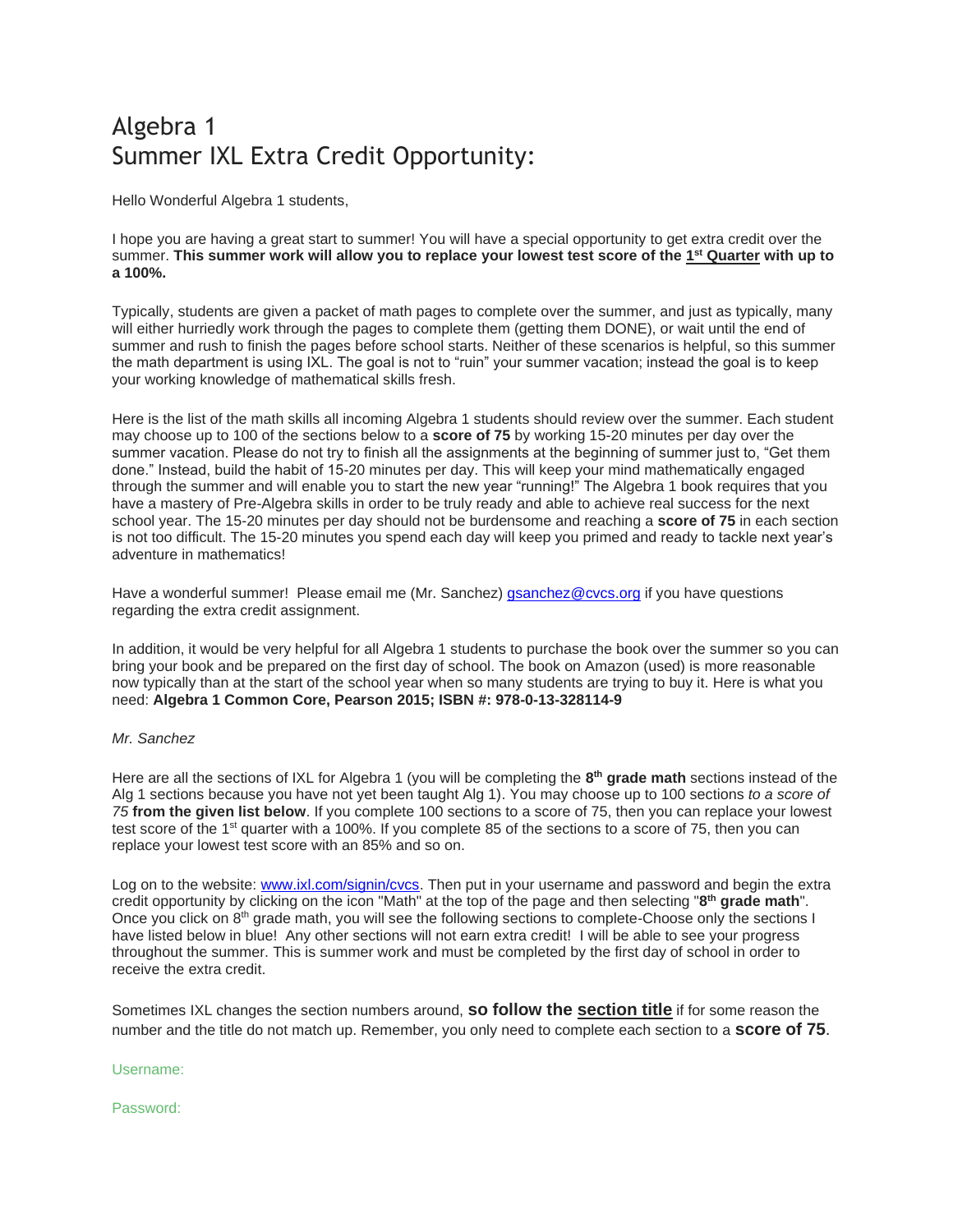# Algebra 1
# Summer IXL Extra Credit Opportunity:

Hello Wonderful Algebra 1 students,

I hope you are having a great start to summer! You will have a special opportunity to get extra credit over the summer. **This summer work will allow you to replace your lowest test score of the 1st Quarter with up to a 100%.**

Typically, students are given a packet of math pages to complete over the summer, and just as typically, many will either hurriedly work through the pages to complete them (getting them DONE), or wait until the end of summer and rush to finish the pages before school starts. Neither of these scenarios is helpful, so this summer the math department is using IXL. The goal is not to "ruin" your summer vacation; instead the goal is to keep your working knowledge of mathematical skills fresh.

Here is the list of the math skills all incoming Algebra 1 students should review over the summer. Each student may choose up to 100 of the sections below to a **score of 75** by working 15-20 minutes per day over the summer vacation. Please do not try to finish all the assignments at the beginning of summer just to, "Get them done." Instead, build the habit of 15-20 minutes per day. This will keep your mind mathematically engaged through the summer and will enable you to start the new year "running!" The Algebra 1 book requires that you have a mastery of Pre-Algebra skills in order to be truly ready and able to achieve real success for the next school year. The 15-20 minutes per day should not be burdensome and reaching a **score of 75** in each section is not too difficult. The 15-20 minutes you spend each day will keep you primed and ready to tackle next year's adventure in mathematics!

Have a wonderful summer! Please email me (Mr. Sanchez) gsanchez@cvcs.org if you have questions regarding the extra credit assignment.

In addition, it would be very helpful for all Algebra 1 students to purchase the book over the summer so you can bring your book and be prepared on the first day of school. The book on Amazon (used) is more reasonable now typically than at the start of the school year when so many students are trying to buy it. Here is what you need: **Algebra 1 Common Core, Pearson 2015; ISBN #: 978-0-13-328114-9**

*Mr. Sanchez*

Here are all the sections of IXL for Algebra 1 (you will be completing the **8th grade math** sections instead of the Alg 1 sections because you have not yet been taught Alg 1). You may choose up to 100 sections *to a score of 75* **from the given list below**. If you complete 100 sections to a score of 75, then you can replace your lowest test score of the 1st quarter with a 100%. If you complete 85 of the sections to a score of 75, then you can replace your lowest test score with an 85% and so on.

Log on to the website: www.ixl.com/signin/cvcs. Then put in your username and password and begin the extra credit opportunity by clicking on the icon "Math" at the top of the page and then selecting "**8th grade math**". Once you click on 8th grade math, you will see the following sections to complete-Choose only the sections I have listed below in blue! Any other sections will not earn extra credit! I will be able to see your progress throughout the summer. This is summer work and must be completed by the first day of school in order to receive the extra credit.

Sometimes IXL changes the section numbers around, **so follow the section title** if for some reason the number and the title do not match up. Remember, you only need to complete each section to a **score of 75**.

Username:

Password: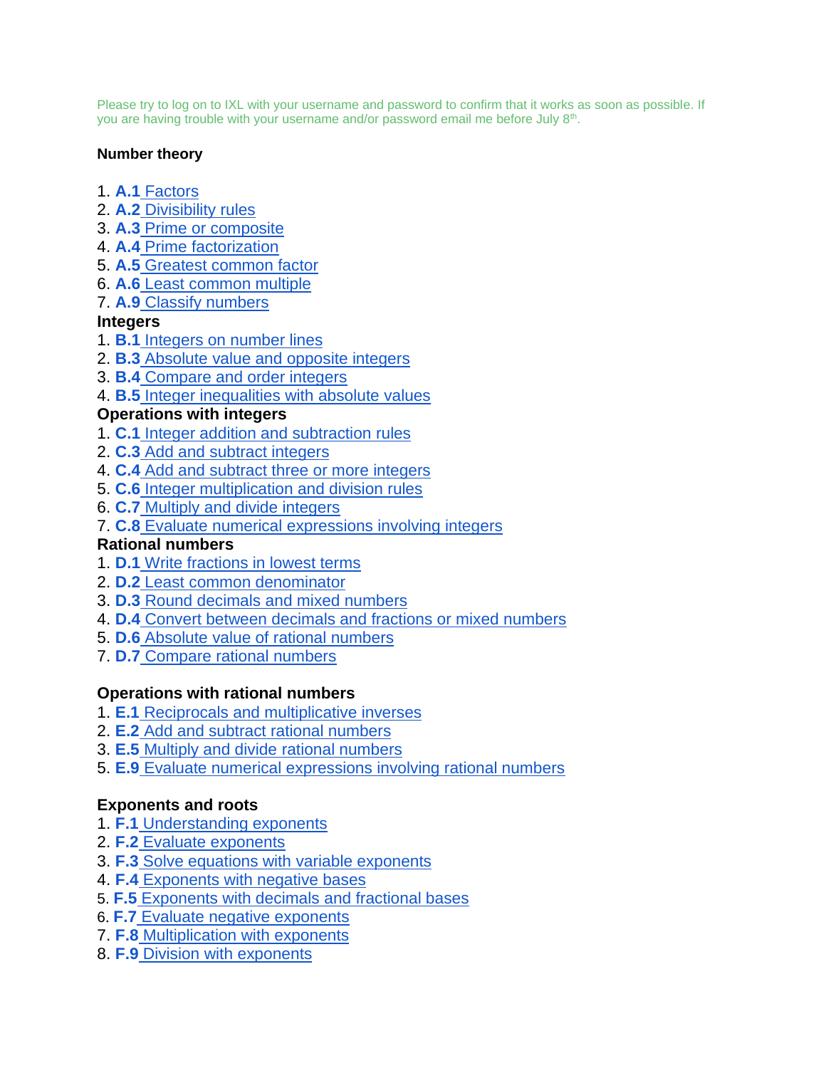Please try to log on to IXL with your username and password to confirm that it works as soon as possible. If you are having trouble with your username and/or password email me before July 8th.

**Number theory**

1. **A.1** Factors
2. **A.2** Divisibility rules
3. **A.3** Prime or composite
4. **A.4** Prime factorization
5. **A.5** Greatest common factor
6. **A.6** Least common multiple
7. **A.9** Classify numbers

**Integers**

1. **B.1** Integers on number lines
2. **B.3** Absolute value and opposite integers
3. **B.4** Compare and order integers
4. **B.5** Integer inequalities with absolute values

**Operations with integers**

1. **C.1** Integer addition and subtraction rules
2. **C.3** Add and subtract integers
4. **C.4** Add and subtract three or more integers
5. **C.6** Integer multiplication and division rules
6. **C.7** Multiply and divide integers
7. **C.8** Evaluate numerical expressions involving integers

**Rational numbers**

1. **D.1** Write fractions in lowest terms
2. **D.2** Least common denominator
3. **D.3** Round decimals and mixed numbers
4. **D.4** Convert between decimals and fractions or mixed numbers
5. **D.6** Absolute value of rational numbers
7. **D.7** Compare rational numbers

**Operations with rational numbers**

1. **E.1** Reciprocals and multiplicative inverses
2. **E.2** Add and subtract rational numbers
3. **E.5** Multiply and divide rational numbers
5. **E.9** Evaluate numerical expressions involving rational numbers

**Exponents and roots**

1. **F.1** Understanding exponents
2. **F.2** Evaluate exponents
3. **F.3** Solve equations with variable exponents
4. **F.4** Exponents with negative bases
5. **F.5** Exponents with decimals and fractional bases
6. **F.7** Evaluate negative exponents
7. **F.8** Multiplication with exponents
8. **F.9** Division with exponents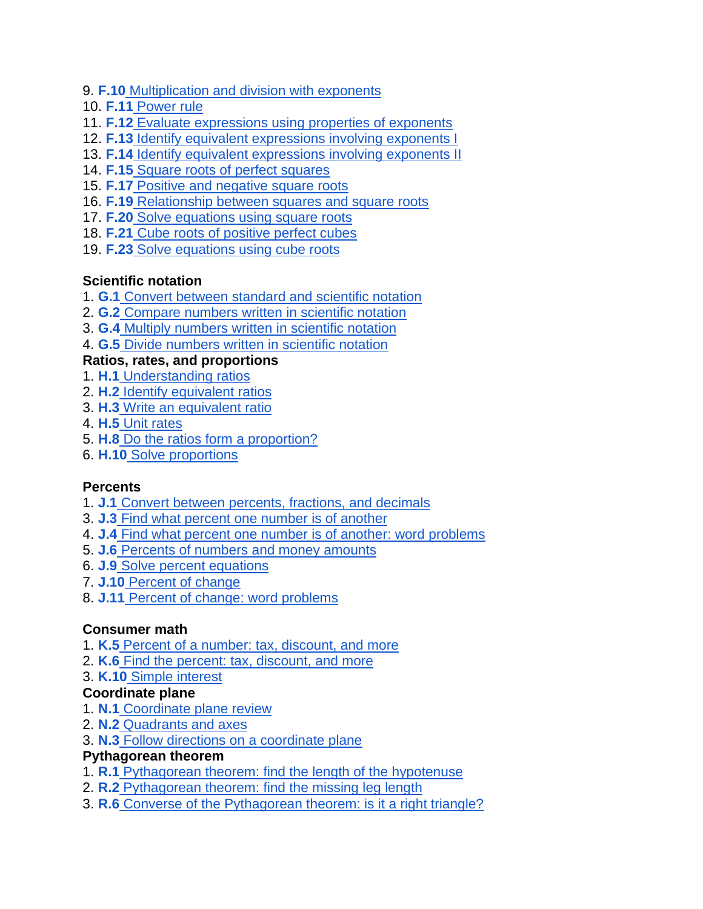9. **F.10** Multiplication and division with exponents
10. **F.11** Power rule
11. **F.12** Evaluate expressions using properties of exponents
12. **F.13** Identify equivalent expressions involving exponents I
13. **F.14** Identify equivalent expressions involving exponents II
14. **F.15** Square roots of perfect squares
15. **F.17** Positive and negative square roots
16. **F.19** Relationship between squares and square roots
17. **F.20** Solve equations using square roots
18. **F.21** Cube roots of positive perfect cubes
19. **F.23** Solve equations using cube roots

**Scientific notation**

1. **G.1** Convert between standard and scientific notation
2. **G.2** Compare numbers written in scientific notation
3. **G.4** Multiply numbers written in scientific notation
4. **G.5** Divide numbers written in scientific notation

**Ratios, rates, and proportions**

1. **H.1** Understanding ratios
2. **H.2** Identify equivalent ratios
3. **H.3** Write an equivalent ratio
4. **H.5** Unit rates
5. **H.8** Do the ratios form a proportion?
6. **H.10** Solve proportions

**Percents**

1. **J.1** Convert between percents, fractions, and decimals

3. **J.3** Find what percent one number is of another
4. **J.4** Find what percent one number is of another: word problems
5. **J.6** Percents of numbers and money amounts
6. **J.9** Solve percent equations
7. **J.10** Percent of change
8. **J.11** Percent of change: word problems

**Consumer math**

1. **K.5** Percent of a number: tax, discount, and more
2. **K.6** Find the percent: tax, discount, and more
3. **K.10** Simple interest

**Coordinate plane**

1. **N.1** Coordinate plane review
2. **N.2** Quadrants and axes
3. **N.3** Follow directions on a coordinate plane

**Pythagorean theorem**

1. **R.1** Pythagorean theorem: find the length of the hypotenuse
2. **R.2** Pythagorean theorem: find the missing leg length
3. **R.6** Converse of the Pythagorean theorem: is it a right triangle?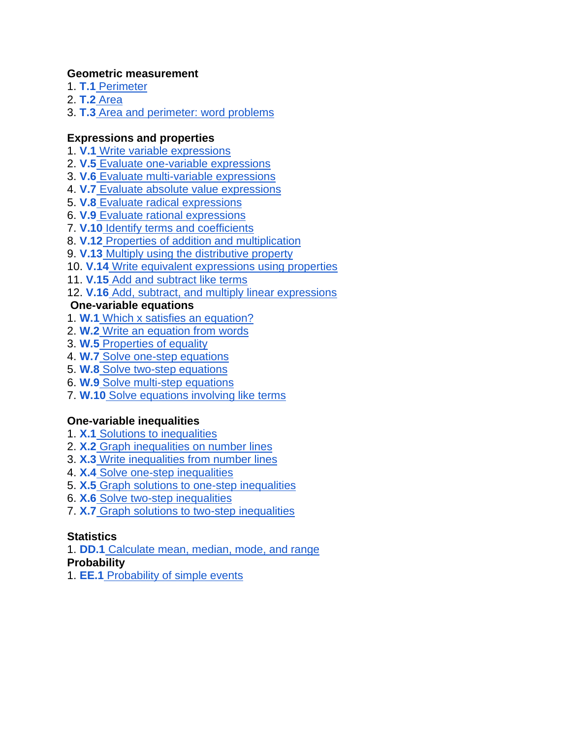**Geometric measurement**

1. **T.1** Perimeter
2. **T.2** Area
3. **T.3** Area and perimeter: word problems

**Expressions and properties**

1. **V.1** Write variable expressions
2. **V.5** Evaluate one-variable expressions
3. **V.6** Evaluate multi-variable expressions
4. **V.7** Evaluate absolute value expressions
5. **V.8** Evaluate radical expressions
6. **V.9** Evaluate rational expressions
7. **V.10** Identify terms and coefficients
8. **V.12** Properties of addition and multiplication
9. **V.13** Multiply using the distributive property
10. **V.14** Write equivalent expressions using properties
11. **V.15** Add and subtract like terms
12. **V.16** Add, subtract, and multiply linear expressions

**One-variable equations**

1. **W.1** Which x satisfies an equation?
2. **W.2** Write an equation from words
3. **W.5** Properties of equality
4. **W.7** Solve one-step equations
5. **W.8** Solve two-step equations
6. **W.9** Solve multi-step equations
7. **W.10** Solve equations involving like terms

**One-variable inequalities**

1. **X.1** Solutions to inequalities
2. **X.2** Graph inequalities on number lines
3. **X.3** Write inequalities from number lines
4. **X.4** Solve one-step inequalities
5. **X.5** Graph solutions to one-step inequalities
6. **X.6** Solve two-step inequalities
7. **X.7** Graph solutions to two-step inequalities

**Statistics**

1. **DD.1** Calculate mean, median, mode, and range

**Probability**

1. **EE.1** Probability of simple events